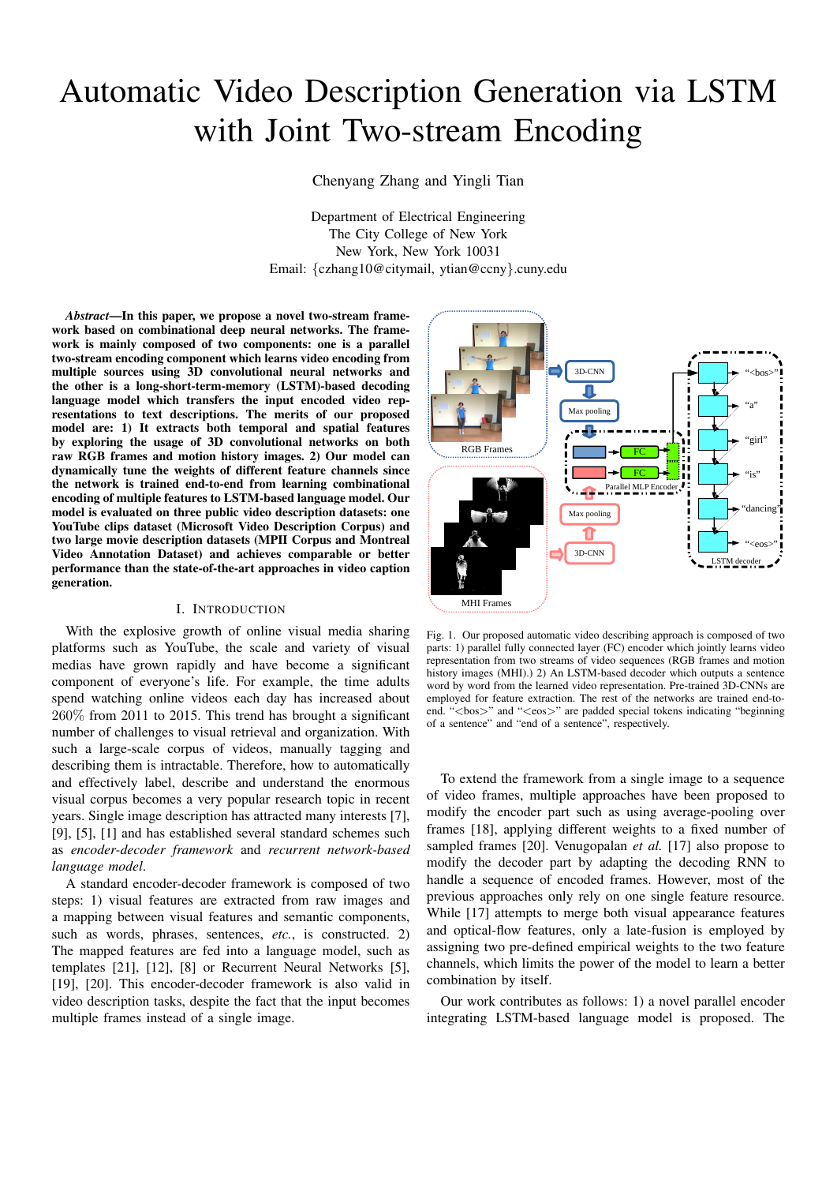# Automatic Video Description Generation via LSTM with Joint Two-stream Encoding

Chenyang Zhang and Yingli Tian

Department of Electrical Engineering
The City College of New York
New York, New York 10031
Email: {czhang10@citymail, ytian@ccny}.cuny.edu

***Abstract*—In this paper, we propose a novel two-stream framework based on combinational deep neural networks. The framework is mainly composed of two components: one is a parallel two-stream encoding component which learns video encoding from multiple sources using 3D convolutional neural networks and the other is a long-short-term-memory (LSTM)-based decoding language model which transfers the input encoded video representations to text descriptions. The merits of our proposed model are: 1) It extracts both temporal and spatial features by exploring the usage of 3D convolutional networks on both raw RGB frames and motion history images. 2) Our model can dynamically tune the weights of different feature channels since the network is trained end-to-end from learning combinational encoding of multiple features to LSTM-based language model. Our model is evaluated on three public video description datasets: one YouTube clips dataset (Microsoft Video Description Corpus) and two large movie description datasets (MPII Corpus and Montreal Video Annotation Dataset) and achieves comparable or better performance than the state-of-the-art approaches in video caption generation.**

## I. Introduction

With the explosive growth of online visual media sharing platforms such as YouTube, the scale and variety of visual medias have grown rapidly and have become a significant component of everyone's life. For example, the time adults spend watching online videos each day has increased about 260% from 2011 to 2015. This trend has brought a significant number of challenges to visual retrieval and organization. With such a large-scale corpus of videos, manually tagging and describing them is intractable. Therefore, how to automatically and effectively label, describe and understand the enormous visual corpus becomes a very popular research topic in recent years. Single image description has attracted many interests [7], [9], [5], [1] and has established several standard schemes such as *encoder-decoder framework* and *recurrent network-based language model*.

A standard encoder-decoder framework is composed of two steps: 1) visual features are extracted from raw images and a mapping between visual features and semantic components, such as words, phrases, sentences, *etc.*, is constructed. 2) The mapped features are fed into a language model, such as templates [21], [12], [8] or Recurrent Neural Networks [5], [19], [20]. This encoder-decoder framework is also valid in video description tasks, despite the fact that the input becomes multiple frames instead of a single image.

Fig. 1. Our proposed automatic video describing approach is composed of two parts: 1) parallel fully connected layer (FC) encoder which jointly learns video representation from two streams of video sequences (RGB frames and motion history images (MHI).) 2) An LSTM-based decoder which outputs a sentence word by word from the learned video representation. Pre-trained 3D-CNNs are employed for feature extraction. The rest of the networks are trained end-to-end. "<bos>" and "<eos>" are padded special tokens indicating "beginning of a sentence" and "end of a sentence", respectively.

To extend the framework from a single image to a sequence of video frames, multiple approaches have been proposed to modify the encoder part such as using average-pooling over frames [18], applying different weights to a fixed number of sampled frames [20]. Venugopalan *et al.* [17] also propose to modify the decoder part by adapting the decoding RNN to handle a sequence of encoded frames. However, most of the previous approaches only rely on one single feature resource. While [17] attempts to merge both visual appearance features and optical-flow features, only a late-fusion is employed by assigning two pre-defined empirical weights to the two feature channels, which limits the power of the model to learn a better combination by itself.

Our work contributes as follows: 1) a novel parallel encoder integrating LSTM-based language model is proposed. The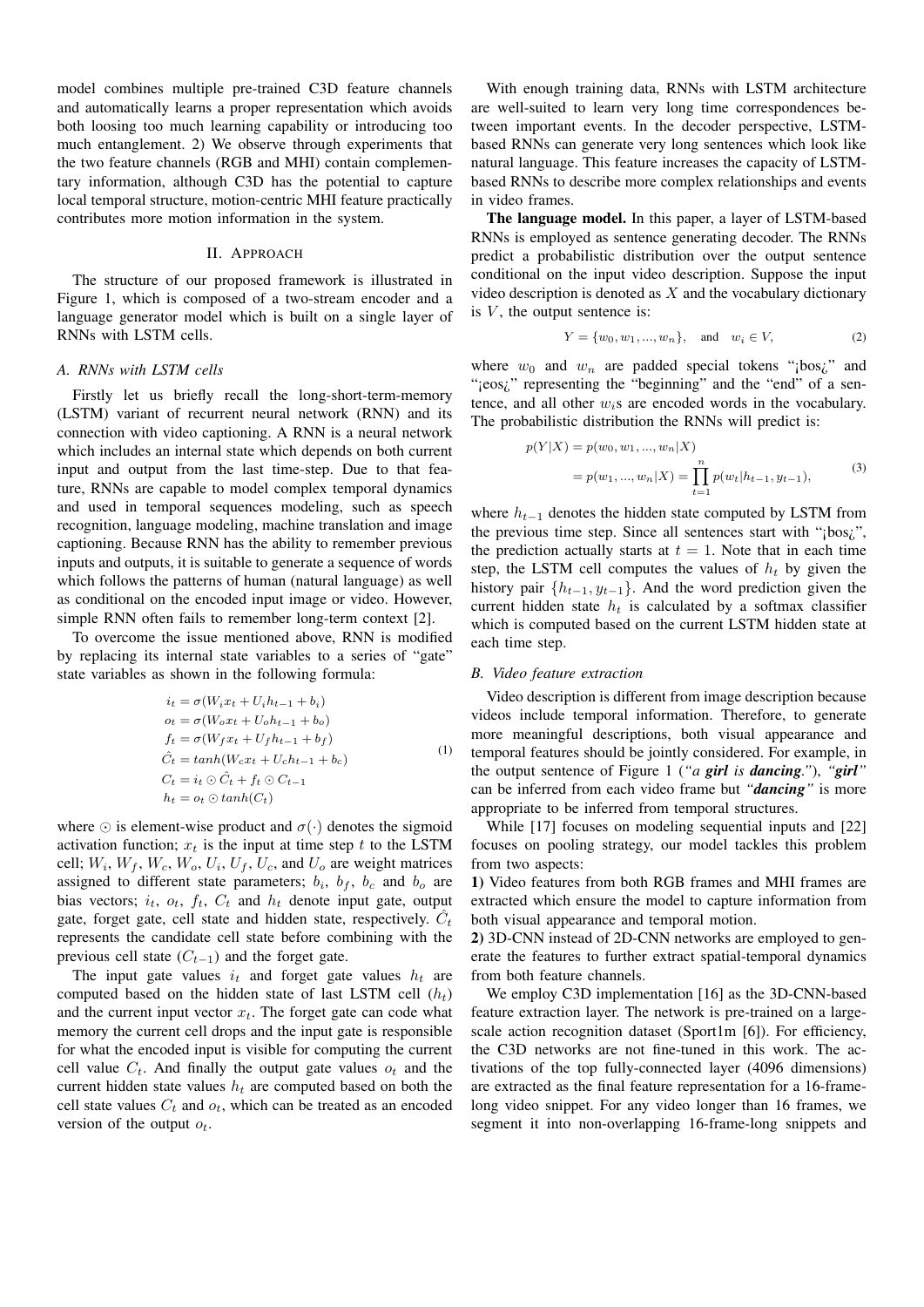model combines multiple pre-trained C3D feature channels and automatically learns a proper representation which avoids both loosing too much learning capability or introducing too much entanglement. 2) We observe through experiments that the two feature channels (RGB and MHI) contain complementary information, although C3D has the potential to capture local temporal structure, motion-centric MHI feature practically contributes more motion information in the system.

## II. Approach

The structure of our proposed framework is illustrated in Figure 1, which is composed of a two-stream encoder and a language generator model which is built on a single layer of RNNs with LSTM cells.

### A. RNNs with LSTM cells

Firstly let us briefly recall the long-short-term-memory (LSTM) variant of recurrent neural network (RNN) and its connection with video captioning. A RNN is a neural network which includes an internal state which depends on both current input and output from the last time-step. Due to that feature, RNNs are capable to model complex temporal dynamics and used in temporal sequences modeling, such as speech recognition, language modeling, machine translation and image captioning. Because RNN has the ability to remember previous inputs and outputs, it is suitable to generate a sequence of words which follows the patterns of human (natural language) as well as conditional on the encoded input image or video. However, simple RNN often fails to remember long-term context [2].

To overcome the issue mentioned above, RNN is modified by replacing its internal state variables to a series of "gate" state variables as shown in the following formula:

$$
\begin{aligned}
i_t &= \sigma(W_i x_t + U_i h_{t-1} + b_i) \\
o_t &= \sigma(W_o x_t + U_o h_{t-1} + b_o) \\
f_t &= \sigma(W_f x_t + U_f h_{t-1} + b_f) \\
\hat{C}_t &= tanh(W_c x_t + U_c h_{t-1} + b_c) \\
C_t &= i_t \odot \hat{C}_t + f_t \odot C_{t-1} \\
h_t &= o_t \odot tanh(C_t)
\end{aligned}
\tag{1}
$$

where $\odot$ is element-wise product and $\sigma(\cdot)$ denotes the sigmoid activation function; $x_t$ is the input at time step $t$ to the LSTM cell; $W_i$, $W_f$, $W_c$, $W_o$, $U_i$, $U_f$, $U_c$, and $U_o$ are weight matrices assigned to different state parameters; $b_i$, $b_f$, $b_c$ and $b_o$ are bias vectors; $i_t$, $o_t$, $f_t$, $C_t$ and $h_t$ denote input gate, output gate, forget gate, cell state and hidden state, respectively. $\hat{C}_t$ represents the candidate cell state before combining with the previous cell state ($C_{t-1}$) and the forget gate.

The input gate values $i_t$ and forget gate values $h_t$ are computed based on the hidden state of last LSTM cell ($h_t$) and the current input vector $x_t$. The forget gate can code what memory the current cell drops and the input gate is responsible for what the encoded input is visible for computing the current cell value $C_t$. And finally the output gate values $o_t$ and the current hidden state values $h_t$ are computed based on both the cell state values $C_t$ and $o_t$, which can be treated as an encoded version of the output $o_t$.

With enough training data, RNNs with LSTM architecture are well-suited to learn very long time correspondences between important events. In the decoder perspective, LSTM-based RNNs can generate very long sentences which look like natural language. This feature increases the capacity of LSTM-based RNNs to describe more complex relationships and events in video frames.

**The language model.** In this paper, a layer of LSTM-based RNNs is employed as sentence generating decoder. The RNNs predict a probabilistic distribution over the output sentence conditional on the input video description. Suppose the input video description is denoted as $X$ and the vocabulary dictionary is $V$, the output sentence is:

$$
Y = \{w_0, w_1, ..., w_n\}, \quad \text{and} \quad w_i \in V, \tag{2}
$$

where $w_0$ and $w_n$ are padded special tokens "¡bos¿" and "¡eos¿" representing the "beginning" and the "end" of a sentence, and all other $w_i$s are encoded words in the vocabulary. The probabilistic distribution the RNNs will predict is:

$$
\begin{aligned}
p(Y|X) &= p(w_0, w_1, ..., w_n|X) \\
&= p(w_1, ..., w_n|X) = \prod_{t=1}^{n} p(w_t|h_{t-1}, y_{t-1}),
\end{aligned}
\tag{3}
$$

where $h_{t-1}$ denotes the hidden state computed by LSTM from the previous time step. Since all sentences start with "¡bos¿", the prediction actually starts at $t = 1$. Note that in each time step, the LSTM cell computes the values of $h_t$ by given the history pair $\{h_{t-1}, y_{t-1}\}$. And the word prediction given the current hidden state $h_t$ is calculated by a softmax classifier which is computed based on the current LSTM hidden state at each time step.

### B. Video feature extraction

Video description is different from image description because videos include temporal information. Therefore, to generate more meaningful descriptions, both visual appearance and temporal features should be jointly considered. For example, in the output sentence of Figure 1 (*"a **girl** is **dancing**."*), *"**girl**"* can be inferred from each video frame but *"**dancing**"* is more appropriate to be inferred from temporal structures.

While [17] focuses on modeling sequential inputs and [22] focuses on pooling strategy, our model tackles this problem from two aspects:

**1)** Video features from both RGB frames and MHI frames are extracted which ensure the model to capture information from both visual appearance and temporal motion.

**2)** 3D-CNN instead of 2D-CNN networks are employed to generate the features to further extract spatial-temporal dynamics from both feature channels.

We employ C3D implementation [16] as the 3D-CNN-based feature extraction layer. The network is pre-trained on a large-scale action recognition dataset (Sport1m [6]). For efficiency, the C3D networks are not fine-tuned in this work. The activations of the top fully-connected layer (4096 dimensions) are extracted as the final feature representation for a 16-frame-long video snippet. For any video longer than 16 frames, we segment it into non-overlapping 16-frame-long snippets and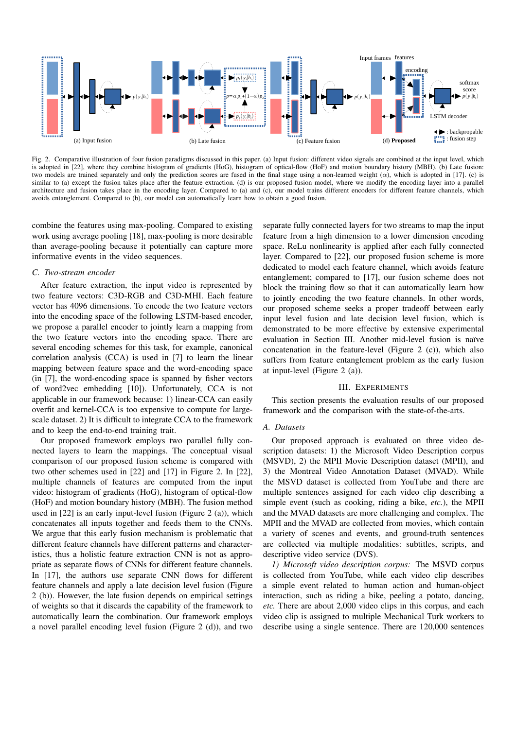Fig. 2. Comparative illustration of four fusion paradigms discussed in this paper. (a) Input fusion: different video signals are combined at the input level, which is adopted in [22], where they combine histogram of gradients (HoG), histogram of optical-flow (HoF) and motion boundary history (MBH). (b) Late fusion: two models are trained separately and only the prediction scores are fused in the final stage using a non-learned weight ($\alpha$), which is adopted in [17]. (c) is similar to (a) except the fusion takes place after the feature extraction. (d) is our proposed fusion model, where we modify the encoding layer into a parallel architecture and fusion takes place in the encoding layer. Compared to (a) and (c), our model trains different encoders for different feature channels, which avoids entanglement. Compared to (b), our model can automatically learn how to obtain a good fusion.

combine the features using max-pooling. Compared to existing work using average pooling [18], max-pooling is more desirable than average-pooling because it potentially can capture more informative events in the video sequences.

### C. Two-stream encoder

After feature extraction, the input video is represented by two feature vectors: C3D-RGB and C3D-MHI. Each feature vector has 4096 dimensions. To encode the two feature vectors into the encoding space of the following LSTM-based encoder, we propose a parallel encoder to jointly learn a mapping from the two feature vectors into the encoding space. There are several encoding schemes for this task, for example, canonical correlation analysis (CCA) is used in [7] to learn the linear mapping between feature space and the word-encoding space (in [7], the word-encoding space is spanned by fisher vectors of word2vec embedding [10]). Unfortunately, CCA is not applicable in our framework because: 1) linear-CCA can easily overfit and kernel-CCA is too expensive to compute for large-scale dataset. 2) It is difficult to integrate CCA to the framework and to keep the end-to-end training trait.

Our proposed framework employs two parallel fully connected layers to learn the mappings. The conceptual visual comparison of our proposed fusion scheme is compared with two other schemes used in [22] and [17] in Figure 2. In [22], multiple channels of features are computed from the input video: histogram of gradients (HoG), histogram of optical-flow (HoF) and motion boundary history (MBH). The fusion method used in [22] is an early input-level fusion (Figure 2 (a)), which concatenates all inputs together and feeds them to the CNNs. We argue that this early fusion mechanism is problematic that different feature channels have different patterns and characteristics, thus a holistic feature extraction CNN is not as appropriate as separate flows of CNNs for different feature channels. In [17], the authors use separate CNN flows for different feature channels and apply a late decision level fusion (Figure 2 (b)). However, the late fusion depends on empirical settings of weights so that it discards the capability of the framework to automatically learn the combination. Our framework employs a novel parallel encoding level fusion (Figure 2 (d)), and two separate fully connected layers for two streams to map the input feature from a high dimension to a lower dimension encoding space. ReLu nonlinearity is applied after each fully connected layer. Compared to [22], our proposed fusion scheme is more dedicated to model each feature channel, which avoids feature entanglement; compared to [17], our fusion scheme does not block the training flow so that it can automatically learn how to jointly encoding the two feature channels. In other words, our proposed scheme seeks a proper tradeoff between early input level fusion and late decision level fusion, which is demonstrated to be more effective by extensive experimental evaluation in Section III. Another mid-level fusion is naïve concatenation in the feature-level (Figure 2 (c)), which also suffers from feature entanglement problem as the early fusion at input-level (Figure 2 (a)).

## III. Experiments

This section presents the evaluation results of our proposed framework and the comparison with the state-of-the-arts.

### A. Datasets

Our proposed approach is evaluated on three video description datasets: 1) the Microsoft Video Description corpus (MSVD), 2) the MPII Movie Description dataset (MPII), and 3) the Montreal Video Annotation Dataset (MVAD). While the MSVD dataset is collected from YouTube and there are multiple sentences assigned for each video clip describing a simple event (such as cooking, riding a bike, *etc.*), the MPII and the MVAD datasets are more challenging and complex. The MPII and the MVAD are collected from movies, which contain a variety of scenes and events, and ground-truth sentences are collected via multiple modalities: subtitles, scripts, and descriptive video service (DVS).

*1) Microsoft video description corpus:* The MSVD corpus is collected from YouTube, while each video clip describes a simple event related to human action and human-object interaction, such as riding a bike, peeling a potato, dancing, *etc.* There are about 2,000 video clips in this corpus, and each video clip is assigned to multiple Mechanical Turk workers to describe using a single sentence. There are 120,000 sentences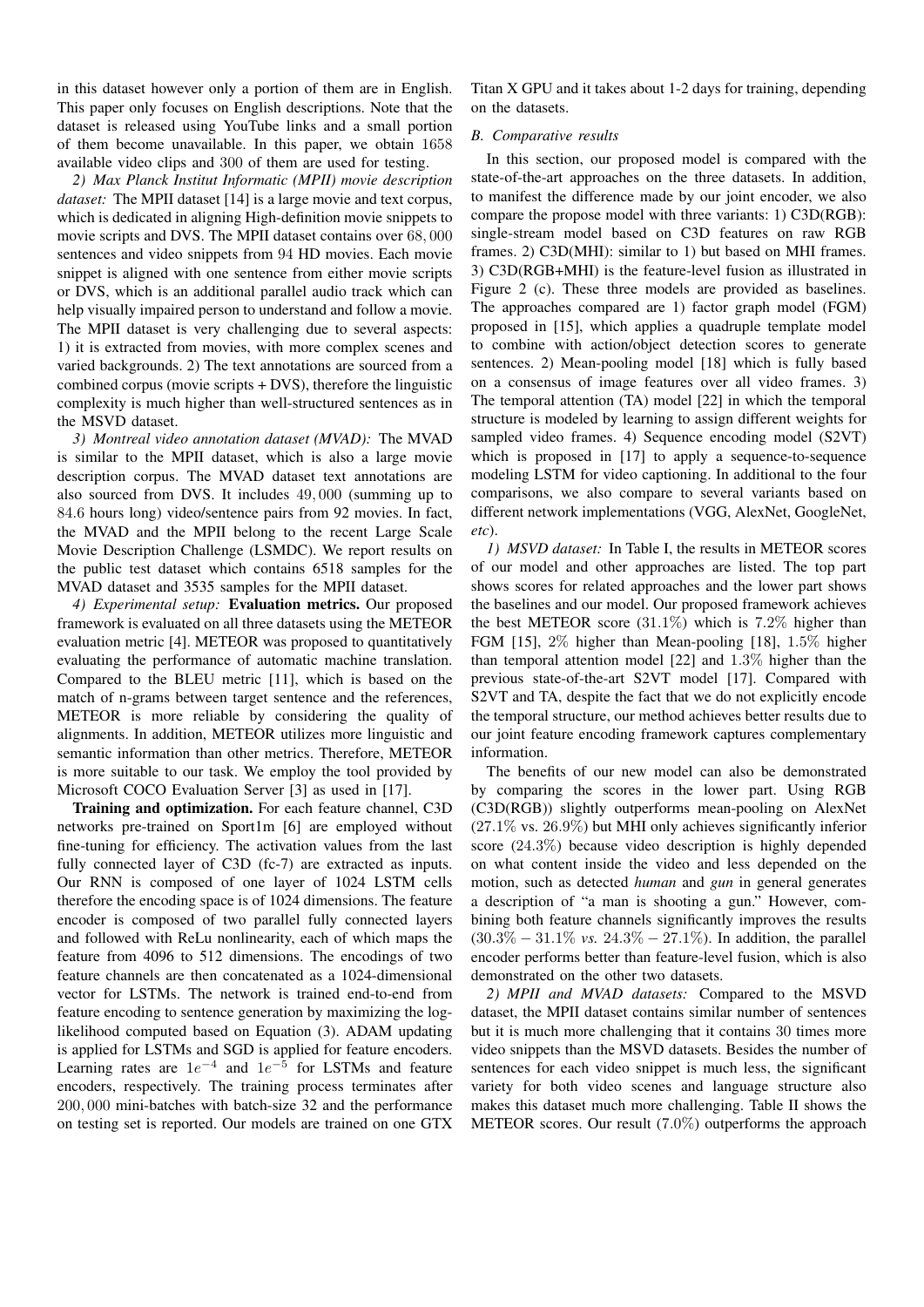in this dataset however only a portion of them are in English. This paper only focuses on English descriptions. Note that the dataset is released using YouTube links and a small portion of them become unavailable. In this paper, we obtain 1658 available video clips and 300 of them are used for testing.

*2) Max Planck Institut Informatic (MPII) movie description dataset:* The MPII dataset [14] is a large movie and text corpus, which is dedicated in aligning High-definition movie snippets to movie scripts and DVS. The MPII dataset contains over 68,000 sentences and video snippets from 94 HD movies. Each movie snippet is aligned with one sentence from either movie scripts or DVS, which is an additional parallel audio track which can help visually impaired person to understand and follow a movie. The MPII dataset is very challenging due to several aspects: 1) it is extracted from movies, with more complex scenes and varied backgrounds. 2) The text annotations are sourced from a combined corpus (movie scripts + DVS), therefore the linguistic complexity is much higher than well-structured sentences as in the MSVD dataset.

*3) Montreal video annotation dataset (MVAD):* The MVAD is similar to the MPII dataset, which is also a large movie description corpus. The MVAD dataset text annotations are also sourced from DVS. It includes 49,000 (summing up to 84.6 hours long) video/sentence pairs from 92 movies. In fact, the MVAD and the MPII belong to the recent Large Scale Movie Description Challenge (LSMDC). We report results on the public test dataset which contains 6518 samples for the MVAD dataset and 3535 samples for the MPII dataset.

*4) Experimental setup:* **Evaluation metrics.** Our proposed framework is evaluated on all three datasets using the METEOR evaluation metric [4]. METEOR was proposed to quantitatively evaluating the performance of automatic machine translation. Compared to the BLEU metric [11], which is based on the match of n-grams between target sentence and the references, METEOR is more reliable by considering the quality of alignments. In addition, METEOR utilizes more linguistic and semantic information than other metrics. Therefore, METEOR is more suitable to our task. We employ the tool provided by Microsoft COCO Evaluation Server [3] as used in [17].

**Training and optimization.** For each feature channel, C3D networks pre-trained on Sport1m [6] are employed without fine-tuning for efficiency. The activation values from the last fully connected layer of C3D (fc-7) are extracted as inputs. Our RNN is composed of one layer of 1024 LSTM cells therefore the encoding space is of 1024 dimensions. The feature encoder is composed of two parallel fully connected layers and followed with ReLu nonlinearity, each of which maps the feature from 4096 to 512 dimensions. The encodings of two feature channels are then concatenated as a 1024-dimensional vector for LSTMs. The network is trained end-to-end from feature encoding to sentence generation by maximizing the log-likelihood computed based on Equation (3). ADAM updating is applied for LSTMs and SGD is applied for feature encoders. Learning rates are $1e^{-4}$ and $1e^{-5}$ for LSTMs and feature encoders, respectively. The training process terminates after 200,000 mini-batches with batch-size 32 and the performance on testing set is reported. Our models are trained on one GTX Titan X GPU and it takes about 1-2 days for training, depending on the datasets.

### *B. Comparative results*

In this section, our proposed model is compared with the state-of-the-art approaches on the three datasets. In addition, to manifest the difference made by our joint encoder, we also compare the propose model with three variants: 1) C3D(RGB): single-stream model based on C3D features on raw RGB frames. 2) C3D(MHI): similar to 1) but based on MHI frames. 3) C3D(RGB+MHI) is the feature-level fusion as illustrated in Figure 2 (c). These three models are provided as baselines. The approaches compared are 1) factor graph model (FGM) proposed in [15], which applies a quadruple template model to combine with action/object detection scores to generate sentences. 2) Mean-pooling model [18] which is fully based on a consensus of image features over all video frames. 3) The temporal attention (TA) model [22] in which the temporal structure is modeled by learning to assign different weights for sampled video frames. 4) Sequence encoding model (S2VT) which is proposed in [17] to apply a sequence-to-sequence modeling LSTM for video captioning. In additional to the four comparisons, we also compare to several variants based on different network implementations (VGG, AlexNet, GoogleNet, *etc*).

*1) MSVD dataset:* In Table I, the results in METEOR scores of our model and other approaches are listed. The top part shows scores for related approaches and the lower part shows the baselines and our model. Our proposed framework achieves the best METEOR score (31.1%) which is 7.2% higher than FGM [15], 2% higher than Mean-pooling [18], 1.5% higher than temporal attention model [22] and 1.3% higher than the previous state-of-the-art S2VT model [17]. Compared with S2VT and TA, despite the fact that we do not explicitly encode the temporal structure, our method achieves better results due to our joint feature encoding framework captures complementary information.

The benefits of our new model can also be demonstrated by comparing the scores in the lower part. Using RGB (C3D(RGB)) slightly outperforms mean-pooling on AlexNet (27.1% vs. 26.9%) but MHI only achieves significantly inferior score (24.3%) because video description is highly depended on what content inside the video and less depended on the motion, such as detected *human* and *gun* in general generates a description of "a man is shooting a gun." However, combining both feature channels significantly improves the results (30.3% − 31.1% *vs.* 24.3% − 27.1%). In addition, the parallel encoder performs better than feature-level fusion, which is also demonstrated on the other two datasets.

*2) MPII and MVAD datasets:* Compared to the MSVD dataset, the MPII dataset contains similar number of sentences but it is much more challenging that it contains 30 times more video snippets than the MSVD datasets. Besides the number of sentences for each video snippet is much less, the significant variety for both video scenes and language structure also makes this dataset much more challenging. Table II shows the METEOR scores. Our result (7.0%) outperforms the approach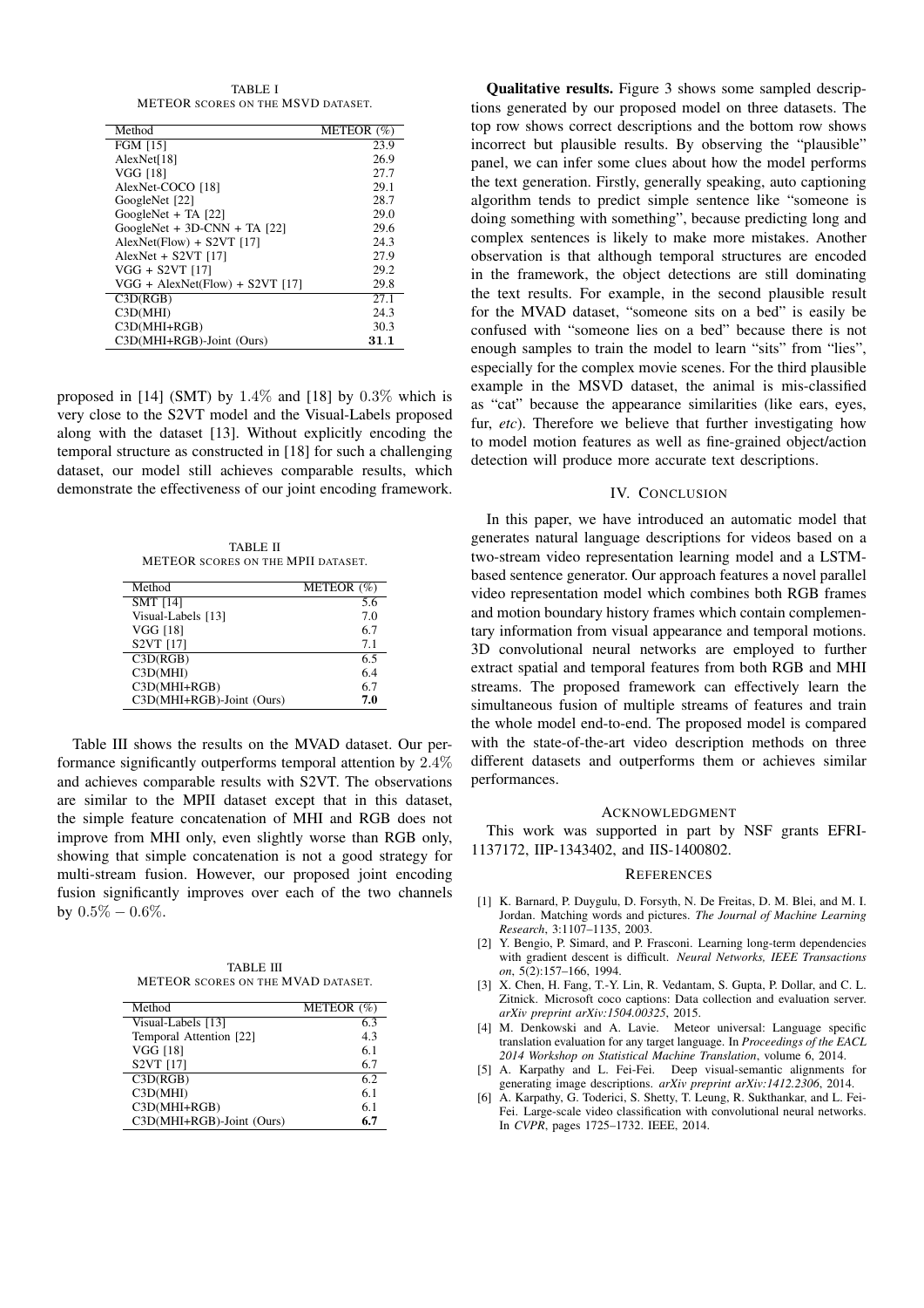TABLE I
METEOR SCORES ON THE MSVD DATASET.

| Method | METEOR (%) |
| --- | --- |
| FGM [15] | 23.9 |
| AlexNet[18] | 26.9 |
| VGG [18] | 27.7 |
| AlexNet-COCO [18] | 29.1 |
| GoogleNet [22] | 28.7 |
| GoogleNet + TA [22] | 29.0 |
| GoogleNet + 3D-CNN + TA [22] | 29.6 |
| AlexNet(Flow) + S2VT [17] | 24.3 |
| AlexNet + S2VT [17] | 27.9 |
| VGG + S2VT [17] | 29.2 |
| VGG + AlexNet(Flow) + S2VT [17] | 29.8 |
| C3D(RGB) | 27.1 |
| C3D(MHI) | 24.3 |
| C3D(MHI+RGB) | 30.3 |
| C3D(MHI+RGB)-Joint (Ours) | **31.1** |

proposed in [14] (SMT) by $1.4\%$ and [18] by $0.3\%$ which is very close to the S2VT model and the Visual-Labels proposed along with the dataset [13]. Without explicitly encoding the temporal structure as constructed in [18] for such a challenging dataset, our model still achieves comparable results, which demonstrate the effectiveness of our joint encoding framework.

TABLE II
METEOR SCORES ON THE MPII DATASET.

| Method | METEOR (%) |
| --- | --- |
| SMT [14] | 5.6 |
| Visual-Labels [13] | 7.0 |
| VGG [18] | 6.7 |
| S2VT [17] | 7.1 |
| C3D(RGB) | 6.5 |
| C3D(MHI) | 6.4 |
| C3D(MHI+RGB) | 6.7 |
| C3D(MHI+RGB)-Joint (Ours) | **7.0** |

Table III shows the results on the MVAD dataset. Our performance significantly outperforms temporal attention by $2.4\%$ and achieves comparable results with S2VT. The observations are similar to the MPII dataset except that in this dataset, the simple feature concatenation of MHI and RGB does not improve from MHI only, even slightly worse than RGB only, showing that simple concatenation is not a good strategy for multi-stream fusion. However, our proposed joint encoding fusion significantly improves over each of the two channels by $0.5\% - 0.6\%$.

TABLE III
METEOR SCORES ON THE MVAD DATASET.

| Method | METEOR (%) |
| --- | --- |
| Visual-Labels [13] | 6.3 |
| Temporal Attention [22] | 4.3 |
| VGG [18] | 6.1 |
| S2VT [17] | 6.7 |
| C3D(RGB) | 6.2 |
| C3D(MHI) | 6.1 |
| C3D(MHI+RGB) | 6.1 |
| C3D(MHI+RGB)-Joint (Ours) | **6.7** |

**Qualitative results.** Figure 3 shows some sampled descriptions generated by our proposed model on three datasets. The top row shows correct descriptions and the bottom row shows incorrect but plausible results. By observing the "plausible" panel, we can infer some clues about how the model performs the text generation. Firstly, generally speaking, auto captioning algorithm tends to predict simple sentence like "someone is doing something with something", because predicting long and complex sentences is likely to make more mistakes. Another observation is that although temporal structures are encoded in the framework, the object detections are still dominating the text results. For example, in the second plausible result for the MVAD dataset, "someone sits on a bed" is easily be confused with "someone lies on a bed" because there is not enough samples to train the model to learn "sits" from "lies", especially for the complex movie scenes. For the third plausible example in the MSVD dataset, the animal is mis-classified as "cat" because the appearance similarities (like ears, eyes, fur, *etc*). Therefore we believe that further investigating how to model motion features as well as fine-grained object/action detection will produce more accurate text descriptions.

## IV. CONCLUSION

In this paper, we have introduced an automatic model that generates natural language descriptions for videos based on a two-stream video representation learning model and a LSTM-based sentence generator. Our approach features a novel parallel video representation model which combines both RGB frames and motion boundary history frames which contain complementary information from visual appearance and temporal motions. 3D convolutional neural networks are employed to further extract spatial and temporal features from both RGB and MHI streams. The proposed framework can effectively learn the simultaneous fusion of multiple streams of features and train the whole model end-to-end. The proposed model is compared with the state-of-the-art video description methods on three different datasets and outperforms them or achieves similar performances.

## ACKNOWLEDGMENT

This work was supported in part by NSF grants EFRI-1137172, IIP-1343402, and IIS-1400802.

## REFERENCES

[1] K. Barnard, P. Duygulu, D. Forsyth, N. De Freitas, D. M. Blei, and M. I. Jordan. Matching words and pictures. *The Journal of Machine Learning Research*, 3:1107–1135, 2003.

[2] Y. Bengio, P. Simard, and P. Frasconi. Learning long-term dependencies with gradient descent is difficult. *Neural Networks, IEEE Transactions on*, 5(2):157–166, 1994.

[3] X. Chen, H. Fang, T.-Y. Lin, R. Vedantam, S. Gupta, P. Dollar, and C. L. Zitnick. Microsoft coco captions: Data collection and evaluation server. *arXiv preprint arXiv:1504.00325*, 2015.

[4] M. Denkowski and A. Lavie. Meteor universal: Language specific translation evaluation for any target language. In *Proceedings of the EACL 2014 Workshop on Statistical Machine Translation*, volume 6, 2014.

[5] A. Karpathy and L. Fei-Fei. Deep visual-semantic alignments for generating image descriptions. *arXiv preprint arXiv:1412.2306*, 2014.

[6] A. Karpathy, G. Toderici, S. Shetty, T. Leung, R. Sukthankar, and L. Fei-Fei. Large-scale video classification with convolutional neural networks. In *CVPR*, pages 1725–1732. IEEE, 2014.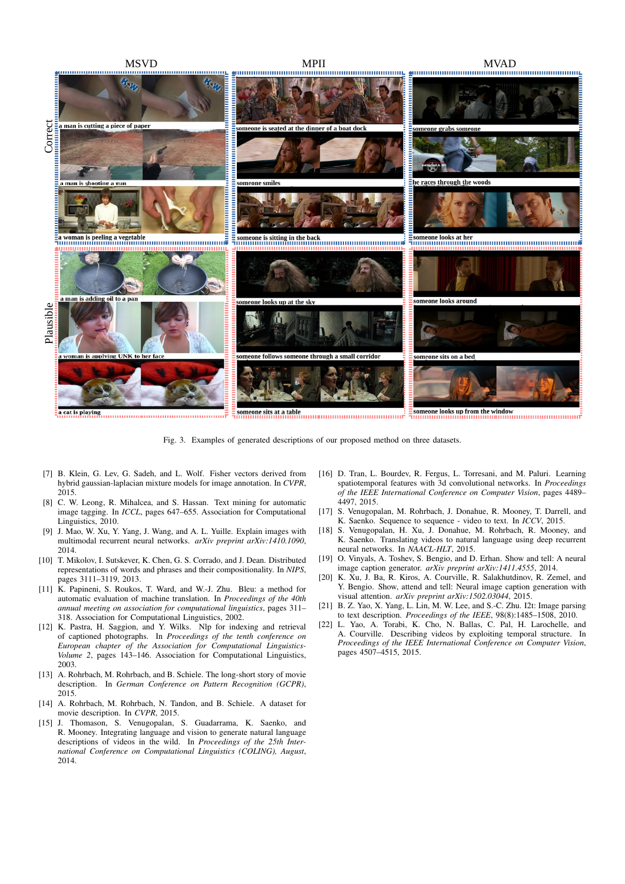MSVD

MPII

MVAD

Correct

Plausible

a man is cutting a piece of paper

a man is shooting a gun

a woman is peeling a vegetable

a man is adding oil to a pan

a woman is applying UNK to her face

a cat is playing

someone is seated at the dinner of a boat dock

someone smiles

someone is sitting in the back

someone looks up at the sky

someone follows someone through a small corridor

someone sits at a table

someone grabs someone

he races through the woods

someone looks at her

someone looks around

someone sits on a bed

someone looks up from the window

Fig. 3. Examples of generated descriptions of our proposed method on three datasets.

[7] B. Klein, G. Lev, G. Sadeh, and L. Wolf. Fisher vectors derived from hybrid gaussian-laplacian mixture models for image annotation. In *CVPR*, 2015.

[8] C. W. Leong, R. Mihalcea, and S. Hassan. Text mining for automatic image tagging. In *ICCL*, pages 647–655. Association for Computational Linguistics, 2010.

[9] J. Mao, W. Xu, Y. Yang, J. Wang, and A. L. Yuille. Explain images with multimodal recurrent neural networks. *arXiv preprint arXiv:1410.1090*, 2014.

[10] T. Mikolov, I. Sutskever, K. Chen, G. S. Corrado, and J. Dean. Distributed representations of words and phrases and their compositionality. In *NIPS*, pages 3111–3119, 2013.

[11] K. Papineni, S. Roukos, T. Ward, and W.-J. Zhu. Bleu: a method for automatic evaluation of machine translation. In *Proceedings of the 40th annual meeting on association for computational linguistics*, pages 311–318. Association for Computational Linguistics, 2002.

[12] K. Pastra, H. Saggion, and Y. Wilks. Nlp for indexing and retrieval of captioned photographs. In *Proceedings of the tenth conference on European chapter of the Association for Computational Linguistics-Volume 2*, pages 143–146. Association for Computational Linguistics, 2003.

[13] A. Rohrbach, M. Rohrbach, and B. Schiele. The long-short story of movie description. In *German Conference on Pattern Recognition (GCPR)*, 2015.

[14] A. Rohrbach, M. Rohrbach, N. Tandon, and B. Schiele. A dataset for movie description. In *CVPR*, 2015.

[15] J. Thomason, S. Venugopalan, S. Guadarrama, K. Saenko, and R. Mooney. Integrating language and vision to generate natural language descriptions of videos in the wild. In *Proceedings of the 25th International Conference on Computational Linguistics (COLING), August*, 2014.

[16] D. Tran, L. Bourdev, R. Fergus, L. Torresani, and M. Paluri. Learning spatiotemporal features with 3d convolutional networks. In *Proceedings of the IEEE International Conference on Computer Vision*, pages 4489–4497, 2015.

[17] S. Venugopalan, M. Rohrbach, J. Donahue, R. Mooney, T. Darrell, and K. Saenko. Sequence to sequence - video to text. In *ICCV*, 2015.

[18] S. Venugopalan, H. Xu, J. Donahue, M. Rohrbach, R. Mooney, and K. Saenko. Translating videos to natural language using deep recurrent neural networks. In *NAACL-HLT*, 2015.

[19] O. Vinyals, A. Toshev, S. Bengio, and D. Erhan. Show and tell: A neural image caption generator. *arXiv preprint arXiv:1411.4555*, 2014.

[20] K. Xu, J. Ba, R. Kiros, A. Courville, R. Salakhutdinov, R. Zemel, and Y. Bengio. Show, attend and tell: Neural image caption generation with visual attention. *arXiv preprint arXiv:1502.03044*, 2015.

[21] B. Z. Yao, X. Yang, L. Lin, M. W. Lee, and S.-C. Zhu. I2t: Image parsing to text description. *Proceedings of the IEEE*, 98(8):1485–1508, 2010.

[22] L. Yao, A. Torabi, K. Cho, N. Ballas, C. Pal, H. Larochelle, and A. Courville. Describing videos by exploiting temporal structure. In *Proceedings of the IEEE International Conference on Computer Vision*, pages 4507–4515, 2015.